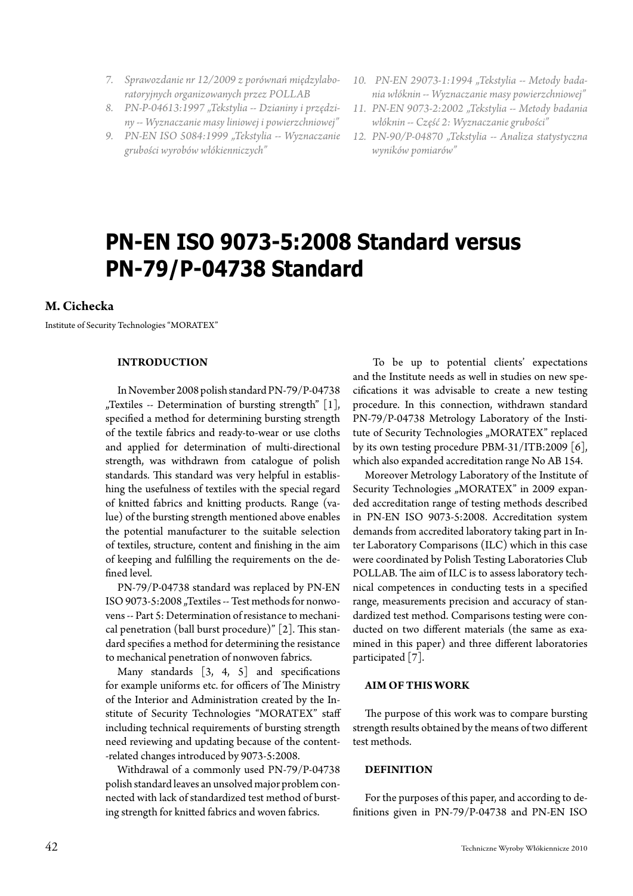7. *Sprawozdanie nr 12/2009 z porównań międzylaboratoryjnych organizowanych przez POLLAB*
8. *PN-P-04613:1997 „Tekstylia -- Dzianiny i przędziny -- Wyznaczanie masy liniowej i powierzchniowej"*
9. *PN-EN ISO 5084:1999 „Tekstylia -- Wyznaczanie grubości wyrobów włókienniczych"*
10. *PN-EN 29073-1:1994 „Tekstylia -- Metody badania włóknin -- Wyznaczanie masy powierzchniowej"*
11. *PN-EN 9073-2:2002 „Tekstylia -- Metody badania włóknin -- Część 2: Wyznaczanie grubości"*
12. *PN-90/P-04870 „Tekstylia -- Analiza statystyczna wyników pomiarów"*

# PN-EN ISO 9073-5:2008 Standard versus PN-79/P-04738 Standard

**M. Cichecka**

Institute of Security Technologies "MORATEX"

## INTRODUCTION

In November 2008 polish standard PN-79/P-04738 „Textiles -- Determination of bursting strength" [1], specified a method for determining bursting strength of the textile fabrics and ready-to-wear or use cloths and applied for determination of multi-directional strength, was withdrawn from catalogue of polish standards. This standard was very helpful in establishing the usefulness of textiles with the special regard of knitted fabrics and knitting products. Range (value) of the bursting strength mentioned above enables the potential manufacturer to the suitable selection of textiles, structure, content and finishing in the aim of keeping and fulfilling the requirements on the defined level.

PN-79/P-04738 standard was replaced by PN-EN ISO 9073-5:2008 „Textiles -- Test methods for nonwovens -- Part 5: Determination of resistance to mechanical penetration (ball burst procedure)" [2]. This standard specifies a method for determining the resistance to mechanical penetration of nonwoven fabrics.

Many standards [3, 4, 5] and specifications for example uniforms etc. for officers of The Ministry of the Interior and Administration created by the Institute of Security Technologies "MORATEX" staff including technical requirements of bursting strength need reviewing and updating because of the content-related changes introduced by 9073-5:2008.

Withdrawal of a commonly used PN-79/P-04738 polish standard leaves an unsolved major problem connected with lack of standardized test method of bursting strength for knitted fabrics and woven fabrics.

To be up to potential clients' expectations and the Institute needs as well in studies on new specifications it was advisable to create a new testing procedure. In this connection, withdrawn standard PN-79/P-04738 Metrology Laboratory of the Institute of Security Technologies „MORATEX" replaced by its own testing procedure PBM-31/ITB:2009 [6], which also expanded accreditation range No AB 154.

Moreover Metrology Laboratory of the Institute of Security Technologies „MORATEX" in 2009 expanded accreditation range of testing methods described in PN-EN ISO 9073-5:2008. Accreditation system demands from accredited laboratory taking part in Inter Laboratory Comparisons (ILC) which in this case were coordinated by Polish Testing Laboratories Club POLLAB. The aim of ILC is to assess laboratory technical competences in conducting tests in a specified range, measurements precision and accuracy of standardized test method. Comparisons testing were conducted on two different materials (the same as examined in this paper) and three different laboratories participated [7].

## AIM OF THIS WORK

The purpose of this work was to compare bursting strength results obtained by the means of two different test methods.

## DEFINITION

For the purposes of this paper, and according to definitions given in PN-79/P-04738 and PN-EN ISO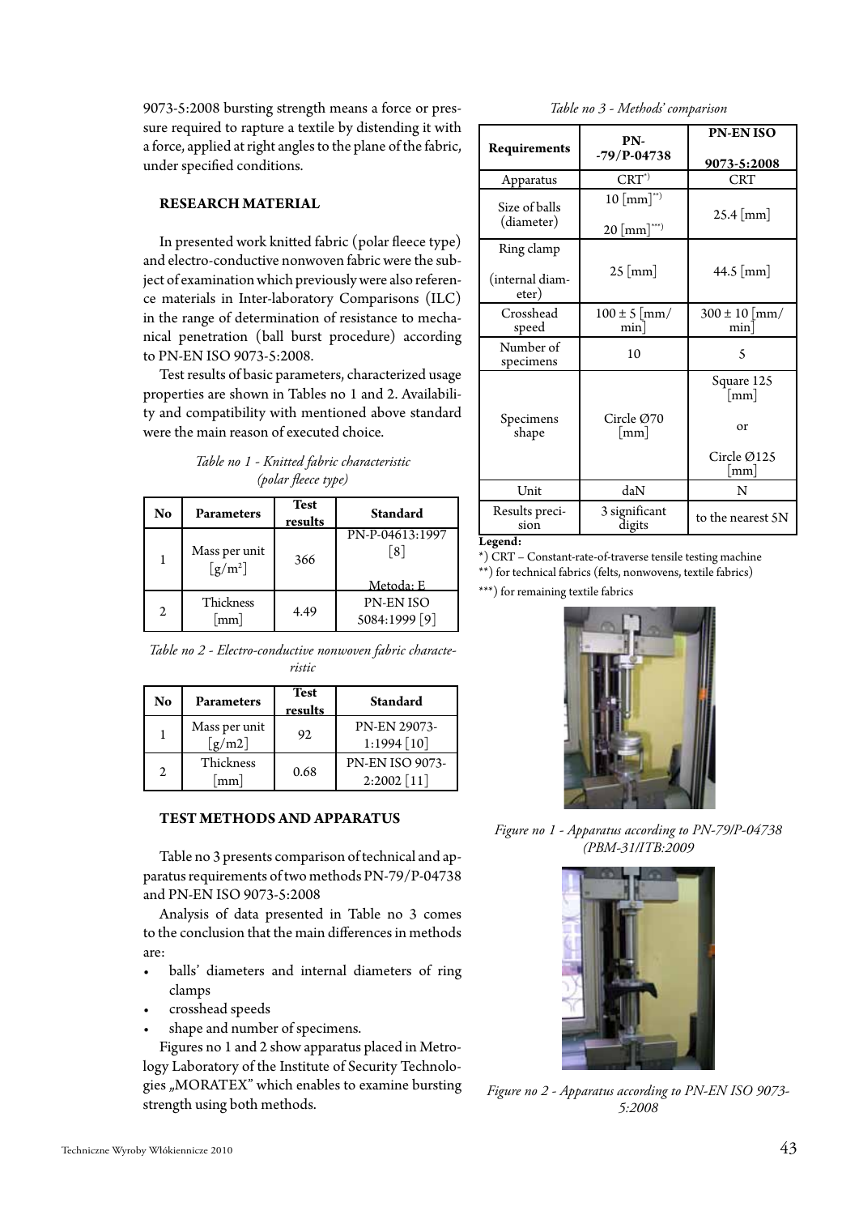9073-5:2008 bursting strength means a force or pressure required to rapture a textile by distending it with a force, applied at right angles to the plane of the fabric, under specified conditions.

## RESEARCH MATERIAL

In presented work knitted fabric (polar fleece type) and electro-conductive nonwoven fabric were the subject of examination which previously were also reference materials in Inter-laboratory Comparisons (ILC) in the range of determination of resistance to mechanical penetration (ball burst procedure) according to PN-EN ISO 9073-5:2008.

Test results of basic parameters, characterized usage properties are shown in Tables no 1 and 2. Availability and compatibility with mentioned above standard were the main reason of executed choice.

*Table no 1 - Knitted fabric characteristic (polar fleece type)*

| No | Parameters | Test results | Standard |
|---|---|---|---|
| 1 | Mass per unit [g/m$^2$] | 366 | PN-P-04613:1997 [8] Metoda: E |
| 2 | Thickness [mm] | 4.49 | PN-EN ISO 5084:1999 [9] |

*Table no 2 - Electro-conductive nonwoven fabric characteristic*

| No | Parameters | Test results | Standard |
|---|---|---|---|
| 1 | Mass per unit [g/m2] | 92 | PN-EN 29073-1:1994 [10] |
| 2 | Thickness [mm] | 0.68 | PN-EN ISO 9073-2:2002 [11] |

## TEST METHODS AND APPARATUS

Table no 3 presents comparison of technical and apparatus requirements of two methods PN-79/P-04738 and PN-EN ISO 9073-5:2008

Analysis of data presented in Table no 3 comes to the conclusion that the main differences in methods are:

- balls' diameters and internal diameters of ring clamps
- crosshead speeds
- shape and number of specimens.

Figures no 1 and 2 show apparatus placed in Metrology Laboratory of the Institute of Security Technologies „MORATEX" which enables to examine bursting strength using both methods.

*Table no 3 - Methods' comparison*

| Requirements | PN-79/P-04738 | PN-EN ISO 9073-5:2008 |
|---|---|---|
| Apparatus | CRT*) | CRT |
| Size of balls (diameter) | 10 [mm]**) 20 [mm]***) | 25.4 [mm] |
| Ring clamp (internal diameter) | 25 [mm] | 44.5 [mm] |
| Crosshead speed | 100 ± 5 [mm/min] | 300 ± 10 [mm/min] |
| Number of specimens | 10 | 5 |
| Specimens shape | Circle Ø70 [mm] | Square 125 [mm] or Circle Ø125 [mm] |
| Unit | daN | N |
| Results precision | 3 significant digits | to the nearest 5N |

**Legend:**

*) CRT – Constant-rate-of-traverse tensile testing machine

**) for technical fabrics (felts, nonwovens, textile fabrics)

***) for remaining textile fabrics

*Figure no 1 - Apparatus according to PN-79/P-04738 (PBM-31/ITB:2009*

*Figure no 2 - Apparatus according to PN-EN ISO 9073-5:2008*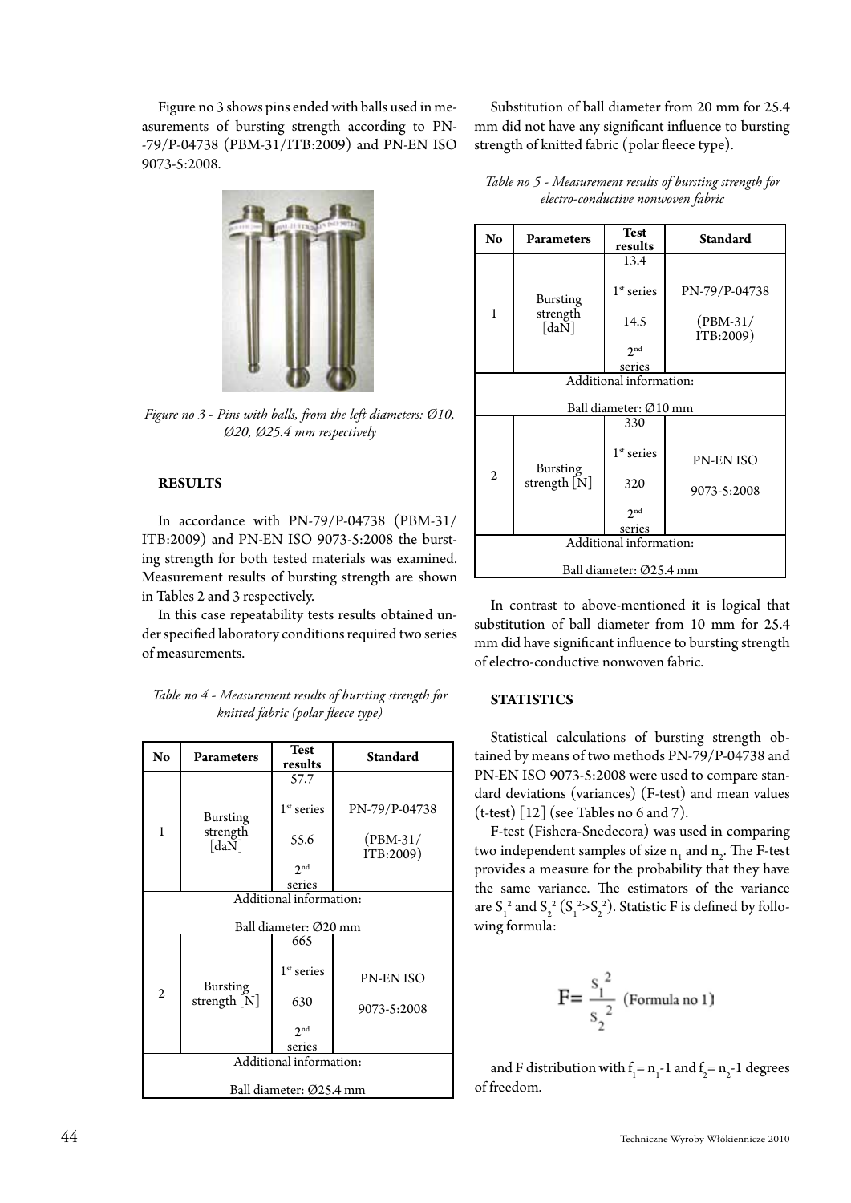Figure no 3 shows pins ended with balls used in measurements of bursting strength according to PN-79/P-04738 (PBM-31/ITB:2009) and PN-EN ISO 9073-5:2008.

*Figure no 3 - Pins with balls, from the left diameters: Ø10, Ø20, Ø25.4 mm respectively*

## RESULTS

In accordance with PN-79/P-04738 (PBM-31/ITB:2009) and PN-EN ISO 9073-5:2008 the bursting strength for both tested materials was examined. Measurement results of bursting strength are shown in Tables 2 and 3 respectively.

In this case repeatability tests results obtained under specified laboratory conditions required two series of measurements.

*Table no 4 - Measurement results of bursting strength for knitted fabric (polar fleece type)*

| No | Parameters | Test results | Standard |
|---|---|---|---|
| 1 | Bursting strength [daN] | 57.7 1[st] series 55.6 2[nd] series | PN-79/P-04738 (PBM-31/ ITB:2009) |
| Additional information: Ball diameter: Ø20 mm | | | |
| 2 | Bursting strength [N] | 665 1[st] series 630 2[nd] series | PN-EN ISO 9073-5:2008 |
| Additional information: Ball diameter: Ø25.4 mm | | | |

Substitution of ball diameter from 20 mm for 25.4 mm did not have any significant influence to bursting strength of knitted fabric (polar fleece type).

*Table no 5 - Measurement results of bursting strength for electro-conductive nonwoven fabric*

| No | Parameters | Test results | Standard |
|---|---|---|---|
| 1 | Bursting strength [daN] | 13.4 1[st] series 14.5 2[nd] series | PN-79/P-04738 (PBM-31/ ITB:2009) |
| Additional information: Ball diameter: Ø10 mm | | | |
| 2 | Bursting strength [N] | 330 1[st] series 320 2[nd] series | PN-EN ISO 9073-5:2008 |
| Additional information: Ball diameter: Ø25.4 mm | | | |

In contrast to above-mentioned it is logical that substitution of ball diameter from 10 mm for 25.4 mm did have significant influence to bursting strength of electro-conductive nonwoven fabric.

## STATISTICS

Statistical calculations of bursting strength obtained by means of two methods PN-79/P-04738 and PN-EN ISO 9073-5:2008 were used to compare standard deviations (variances) (F-test) and mean values (t-test) [12] (see Tables no 6 and 7).

F-test (Fishera-Snedecora) was used in comparing two independent samples of size $n_1$ and $n_2$. The F-test provides a measure for the probability that they have the same variance. The estimators of the variance are $S_1^2$ and $S_2^2$ ($S_1^2 > S_2^2$). Statistic F is defined by following formula:

$$F = \frac{S_1^2}{S_2^2} \quad \text{(Formula no 1)}$$

and F distribution with $f_1 = n_1 - 1$ and $f_2 = n_2 - 1$ degrees of freedom.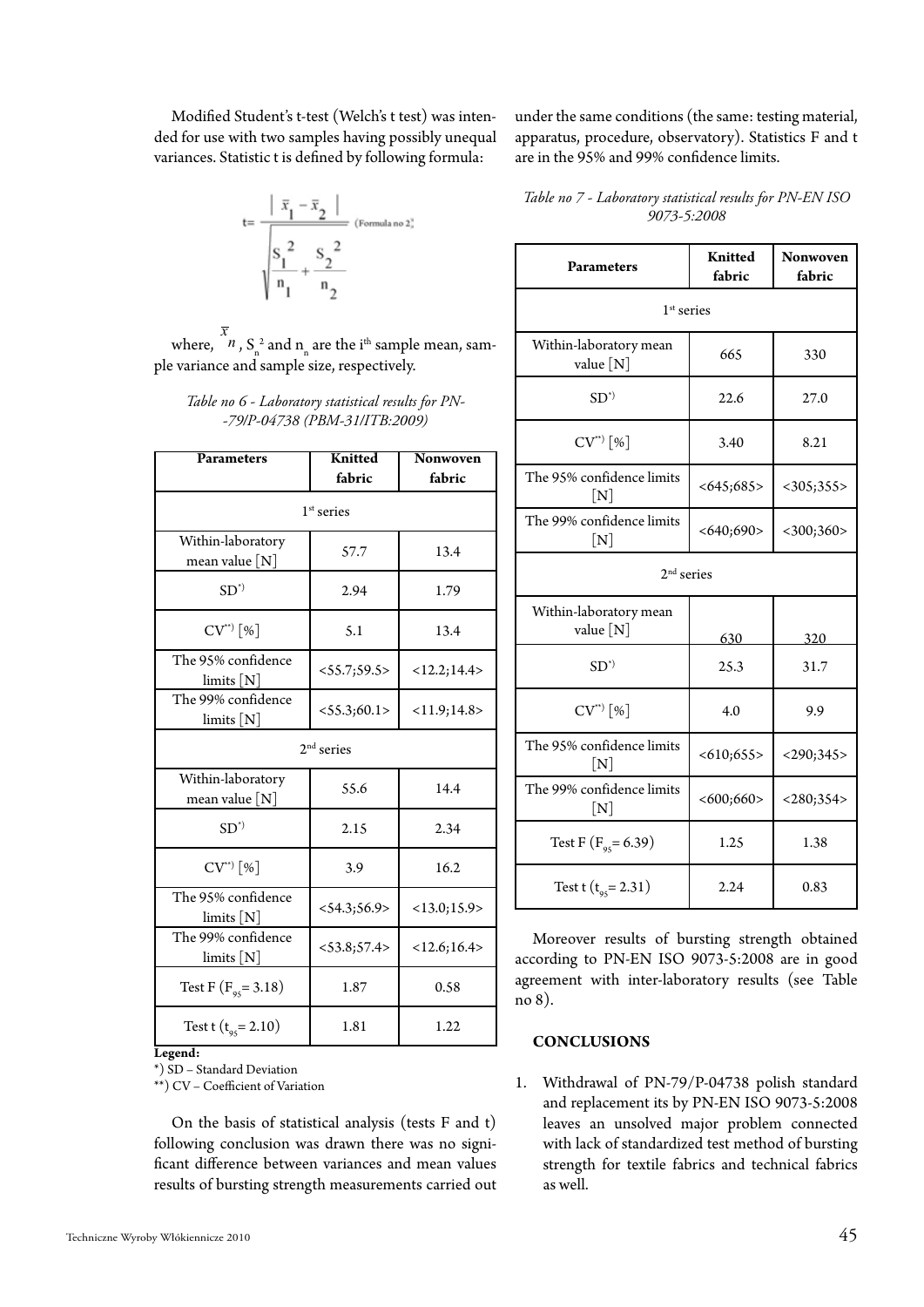Modified Student's t-test (Welch's t test) was intended for use with two samples having possibly unequal variances. Statistic t is defined by following formula:

$$t = \frac{\left| \bar{x}_1 - \bar{x}_2 \right|}{\sqrt{\frac{S_1^2}{n_1} + \frac{S_2^2}{n_2}}} \quad \text{(Formula no 2)}$$

where, $\bar{x}_n$, $S_n^2$ and $n_n$ are the i[th] sample mean, sample variance and sample size, respectively.

*Table no 6 - Laboratory statistical results for PN-79/P-04738 (PBM-31/ITB:2009)*

| Parameters | Knitted fabric | Nonwoven fabric |
|---|---|---|
| 1[st] series | | |
| Within-laboratory mean value [N] | 57.7 | 13.4 |
| SD*) | 2.94 | 1.79 |
| CV**) [%] | 5.1 | 13.4 |
| The 95% confidence limits [N] | <55.7;59.5> | <12.2;14.4> |
| The 99% confidence limits [N] | <55.3;60.1> | <11.9;14.8> |
| 2[nd] series | | |
| Within-laboratory mean value [N] | 55.6 | 14.4 |
| SD*) | 2.15 | 2.34 |
| CV**) [%] | 3.9 | 16.2 |
| The 95% confidence limits [N] | <54.3;56.9> | <13.0;15.9> |
| The 99% confidence limits [N] | <53.8;57.4> | <12.6;16.4> |
| Test F ($F_{95}$= 3.18) | 1.87 | 0.58 |
| Test t ($t_{95}$= 2.10) | 1.81 | 1.22 |

**Legend:**
*) SD – Standard Deviation
**) CV – Coefficient of Variation

On the basis of statistical analysis (tests F and t) following conclusion was drawn there was no significant difference between variances and mean values results of bursting strength measurements carried out under the same conditions (the same: testing material, apparatus, procedure, observatory). Statistics F and t are in the 95% and 99% confidence limits.

*Table no 7 - Laboratory statistical results for PN-EN ISO 9073-5:2008*

| Parameters | Knitted fabric | Nonwoven fabric |
|---|---|---|
| 1[st] series | | |
| Within-laboratory mean value [N] | 665 | 330 |
| SD*) | 22.6 | 27.0 |
| CV**) [%] | 3.40 | 8.21 |
| The 95% confidence limits [N] | <645;685> | <305;355> |
| The 99% confidence limits [N] | <640;690> | <300;360> |
| 2[nd] series | | |
| Within-laboratory mean value [N] | 630 | 320 |
| SD*) | 25.3 | 31.7 |
| CV**) [%] | 4.0 | 9.9 |
| The 95% confidence limits [N] | <610;655> | <290;345> |
| The 99% confidence limits [N] | <600;660> | <280;354> |
| Test F ($F_{95}$= 6.39) | 1.25 | 1.38 |
| Test t ($t_{95}$= 2.31) | 2.24 | 0.83 |

Moreover results of bursting strength obtained according to PN-EN ISO 9073-5:2008 are in good agreement with inter-laboratory results (see Table no 8).

## CONCLUSIONS

1. Withdrawal of PN-79/P-04738 polish standard and replacement its by PN-EN ISO 9073-5:2008 leaves an unsolved major problem connected with lack of standardized test method of bursting strength for textile fabrics and technical fabrics as well.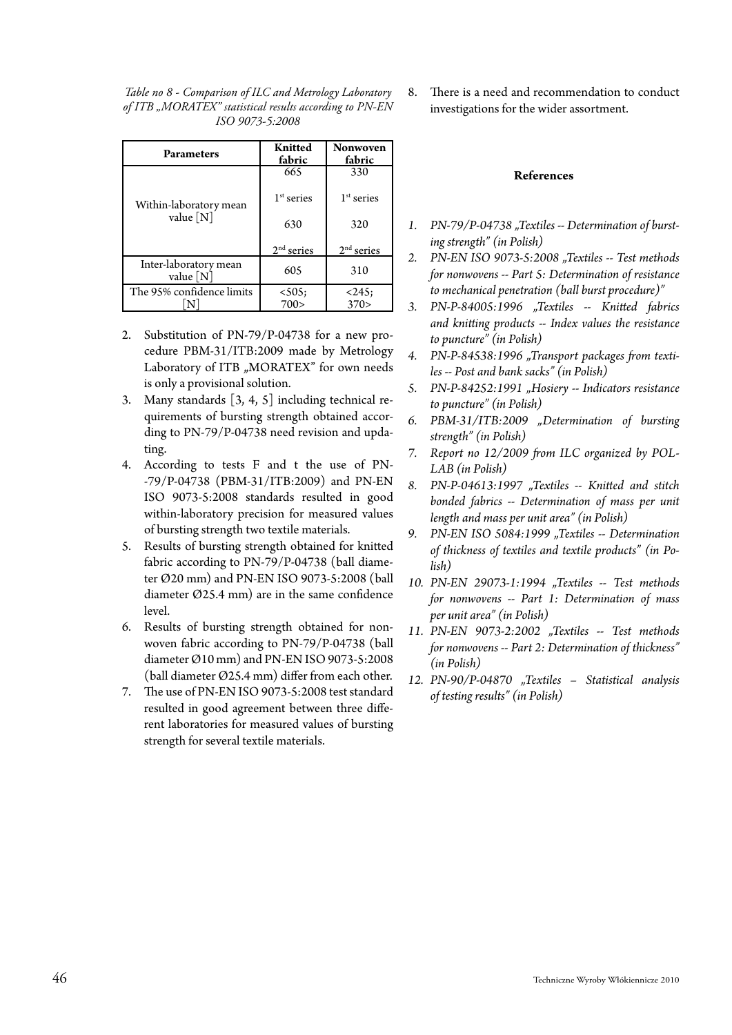*Table no 8 - Comparison of ILC and Metrology Laboratory of ITB „MORATEX" statistical results according to PN-EN ISO 9073-5:2008*

| Parameters | Knitted fabric | Nonwoven fabric |
|---|---|---|
| Within-laboratory mean value [N] | 665<br>1st series<br>630<br>2nd series | 330<br>1st series<br>320<br>2nd series |
| Inter-laboratory mean value [N] | 605 | 310 |
| The 95% confidence limits [N] | <505; 700> | <245; 370> |

2. Substitution of PN-79/P-04738 for a new procedure PBM-31/ITB:2009 made by Metrology Laboratory of ITB „MORATEX" for own needs is only a provisional solution.
3. Many standards [3, 4, 5] including technical requirements of bursting strength obtained according to PN-79/P-04738 need revision and updating.
4. According to tests F and t the use of PN-79/P-04738 (PBM-31/ITB:2009) and PN-EN ISO 9073-5:2008 standards resulted in good within-laboratory precision for measured values of bursting strength two textile materials.
5. Results of bursting strength obtained for knitted fabric according to PN-79/P-04738 (ball diameter Ø20 mm) and PN-EN ISO 9073-5:2008 (ball diameter Ø25.4 mm) are in the same confidence level.
6. Results of bursting strength obtained for nonwoven fabric according to PN-79/P-04738 (ball diameter Ø10 mm) and PN-EN ISO 9073-5:2008 (ball diameter Ø25.4 mm) differ from each other.
7. The use of PN-EN ISO 9073-5:2008 test standard resulted in good agreement between three different laboratories for measured values of bursting strength for several textile materials.
8. There is a need and recommendation to conduct investigations for the wider assortment.

### References

1. *PN-79/P-04738 „Textiles -- Determination of bursting strength" (in Polish)*
2. *PN-EN ISO 9073-5:2008 „Textiles -- Test methods for nonwovens -- Part 5: Determination of resistance to mechanical penetration (ball burst procedure)"*
3. *PN-P-84005:1996 „Textiles -- Knitted fabrics and knitting products -- Index values the resistance to puncture" (in Polish)*
4. *PN-P-84538:1996 „Transport packages from textiles -- Post and bank sacks" (in Polish)*
5. *PN-P-84252:1991 „Hosiery -- Indicators resistance to puncture" (in Polish)*
6. *PBM-31/ITB:2009 „Determination of bursting strength" (in Polish)*
7. *Report no 12/2009 from ILC organized by POL-LAB (in Polish)*
8. *PN-P-04613:1997 „Textiles -- Knitted and stitch bonded fabrics -- Determination of mass per unit length and mass per unit area" (in Polish)*
9. *PN-EN ISO 5084:1999 „Textiles -- Determination of thickness of textiles and textile products" (in Polish)*
10. *PN-EN 29073-1:1994 „Textiles -- Test methods for nonwovens -- Part 1: Determination of mass per unit area" (in Polish)*
11. *PN-EN 9073-2:2002 „Textiles -- Test methods for nonwovens -- Part 2: Determination of thickness" (in Polish)*
12. *PN-90/P-04870 „Textiles – Statistical analysis of testing results" (in Polish)*